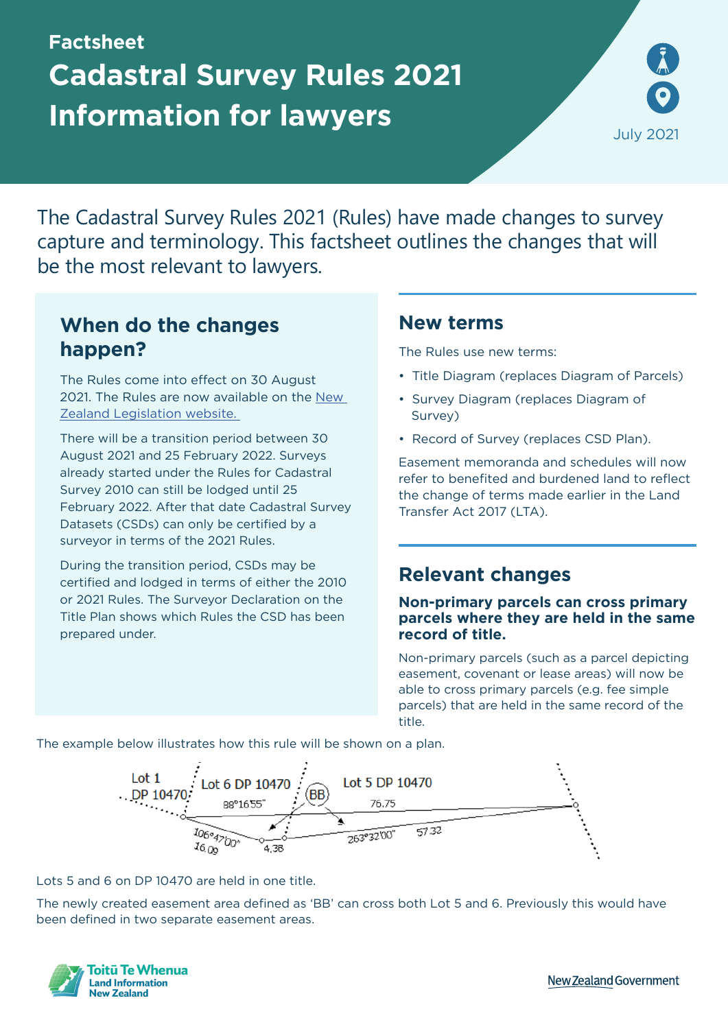Factsheet

# Cadastral Survey Rules 2021 Information for lawyers

July 2021

The Cadastral Survey Rules 2021 (Rules) have made changes to survey capture and terminology. This factsheet outlines the changes that will be the most relevant to lawyers.

## When do the changes happen?

The Rules come into effect on 30 August 2021. The Rules are now available on the New Zealand Legislation website.

There will be a transition period between 30 August 2021 and 25 February 2022. Surveys already started under the Rules for Cadastral Survey 2010 can still be lodged until 25 February 2022. After that date Cadastral Survey Datasets (CSDs) can only be certified by a surveyor in terms of the 2021 Rules.

During the transition period, CSDs may be certified and lodged in terms of either the 2010 or 2021 Rules. The Surveyor Declaration on the Title Plan shows which Rules the CSD has been prepared under.

## New terms

The Rules use new terms:

- Title Diagram (replaces Diagram of Parcels)
- Survey Diagram (replaces Diagram of Survey)
- Record of Survey (replaces CSD Plan).

Easement memoranda and schedules will now refer to benefited and burdened land to reflect the change of terms made earlier in the Land Transfer Act 2017 (LTA).

## Relevant changes

### Non-primary parcels can cross primary parcels where they are held in the same record of title.

Non-primary parcels (such as a parcel depicting easement, covenant or lease areas) will now be able to cross primary parcels (e.g. fee simple parcels) that are held in the same record of the title.

The example below illustrates how this rule will be shown on a plan.

Lot 1 DP 10470 | Lot 6 DP 10470 | BB | Lot 5 DP 10470 | 88°16'55" | 76.75 | 106°47'00" | 16.09 | 4.38 | 263°32'00" | 57.32

Lots 5 and 6 on DP 10470 are held in one title.

The newly created easement area defined as 'BB' can cross both Lot 5 and 6. Previously this would have been defined in two separate easement areas.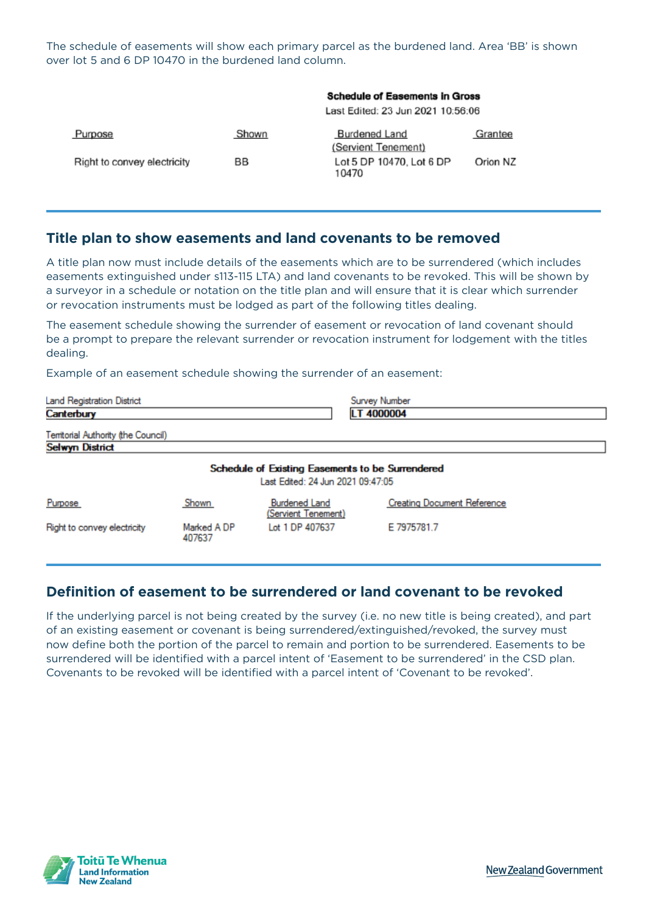The schedule of easements will show each primary parcel as the burdened land. Area 'BB' is shown over lot 5 and 6 DP 10470 in the burdened land column.

**Schedule of Easements In Gross**

Last Edited: 23 Jun 2021 10:56:06

| Purpose | Shown | Burdened Land (Servient Tenement) | Grantee |
|---|---|---|---|
| Right to convey electricity | BB | Lot 5 DP 10470, Lot 6 DP 10470 | Orion NZ |

## Title plan to show easements and land covenants to be removed

A title plan now must include details of the easements which are to be surrendered (which includes easements extinguished under s113-115 LTA) and land covenants to be revoked. This will be shown by a surveyor in a schedule or notation on the title plan and will ensure that it is clear which surrender or revocation instruments must be lodged as part of the following titles dealing.

The easement schedule showing the surrender of easement or revocation of land covenant should be a prompt to prepare the relevant surrender or revocation instrument for lodgement with the titles dealing.

Example of an easement schedule showing the surrender of an easement:

| Land Registration District | Survey Number |
|---|---|
| **Canterbury** | **LT 4000004** |

| Territorial Authority (the Council) |
|---|
| **Selwyn District** |

**Schedule of Existing Easements to be Surrendered**

Last Edited: 24 Jun 2021 09:47:05

| Purpose | Shown | Burdened Land (Servient Tenement) | Creating Document Reference |
|---|---|---|---|
| Right to convey electricity | Marked A DP 407637 | Lot 1 DP 407637 | E 7975781.7 |

## Definition of easement to be surrendered or land covenant to be revoked

If the underlying parcel is not being created by the survey (i.e. no new title is being created), and part of an existing easement or covenant is being surrendered/extinguished/revoked, the survey must now define both the portion of the parcel to remain and portion to be surrendered. Easements to be surrendered will be identified with a parcel intent of 'Easement to be surrendered' in the CSD plan. Covenants to be revoked will be identified with a parcel intent of 'Covenant to be revoked'.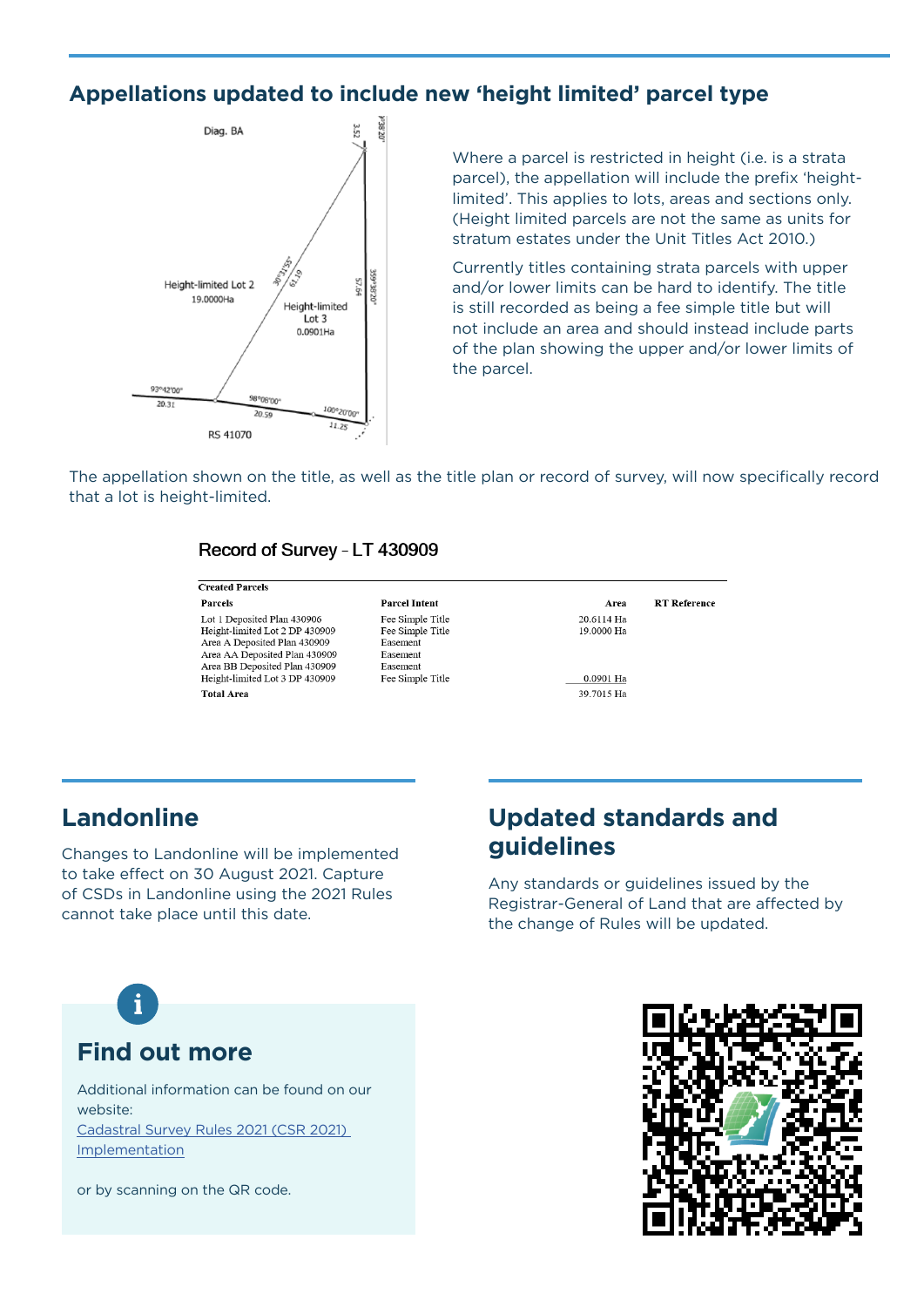## Appellations updated to include new 'height limited' parcel type

Diag. BA

Height-limited Lot 2
19.0000Ha

Height-limited
Lot 3
0.0901Ha

RS 41070

Where a parcel is restricted in height (i.e. is a strata parcel), the appellation will include the prefix 'height-limited'. This applies to lots, areas and sections only. (Height limited parcels are not the same as units for stratum estates under the Unit Titles Act 2010.)

Currently titles containing strata parcels with upper and/or lower limits can be hard to identify. The title is still recorded as being a fee simple title but will not include an area and should instead include parts of the plan showing the upper and/or lower limits of the parcel.

The appellation shown on the title, as well as the title plan or record of survey, will now specifically record that a lot is height-limited.

### Record of Survey - LT 430909

**Created Parcels**

| Parcels | Parcel Intent | Area | RT Reference |
|---|---|---|---|
| Lot 1 Deposited Plan 430906 | Fee Simple Title | 20.6114 Ha | |
| Height-limited Lot 2 DP 430909 | Fee Simple Title | 19.0000 Ha | |
| Area A Deposited Plan 430909 | Easement | | |
| Area AA Deposited Plan 430909 | Easement | | |
| Area BB Deposited Plan 430909 | Easement | | |
| Height-limited Lot 3 DP 430909 | Fee Simple Title | 0.0901 Ha | |
| **Total Area** | | 39.7015 Ha | |

## Landonline

Changes to Landonline will be implemented to take effect on 30 August 2021. Capture of CSDs in Landonline using the 2021 Rules cannot take place until this date.

## Updated standards and guidelines

Any standards or guidelines issued by the Registrar-General of Land that are affected by the change of Rules will be updated.

## Find out more

Additional information can be found on our website:
[Cadastral Survey Rules 2021 (CSR 2021) Implementation]

or by scanning on the QR code.